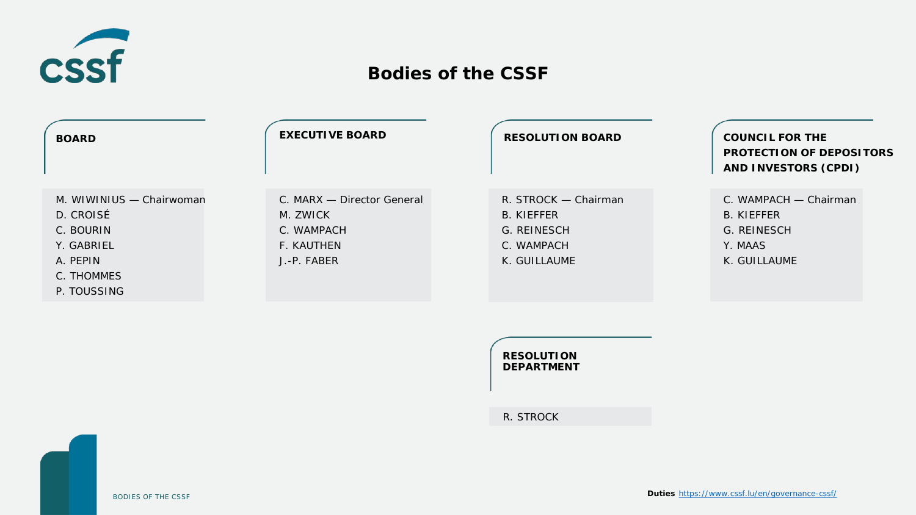# Bodies of the CSSF

## BOARD

M. WIWINIUS — Chairwoman
D. CROISÉ
C. BOURIN
Y. GABRIEL
A. PEPIN
C. THOMMES
P. TOUSSING

## EXECUTIVE BOARD

C. MARX — Director General
M. ZWICK
C. WAMPACH
F. KAUTHEN
J.-P. FABER

## RESOLUTION BOARD

R. STROCK — Chairman
B. KIEFFER
G. REINESCH
C. WAMPACH
K. GUILLAUME

## COUNCIL FOR THE PROTECTION OF DEPOSITORS AND INVESTORS (CPDI)

C. WAMPACH — Chairman
B. KIEFFER
G. REINESCH
Y. MAAS
K. GUILLAUME

## RESOLUTION DEPARTMENT

R. STROCK

**Duties** https://www.cssf.lu/en/governance-cssf/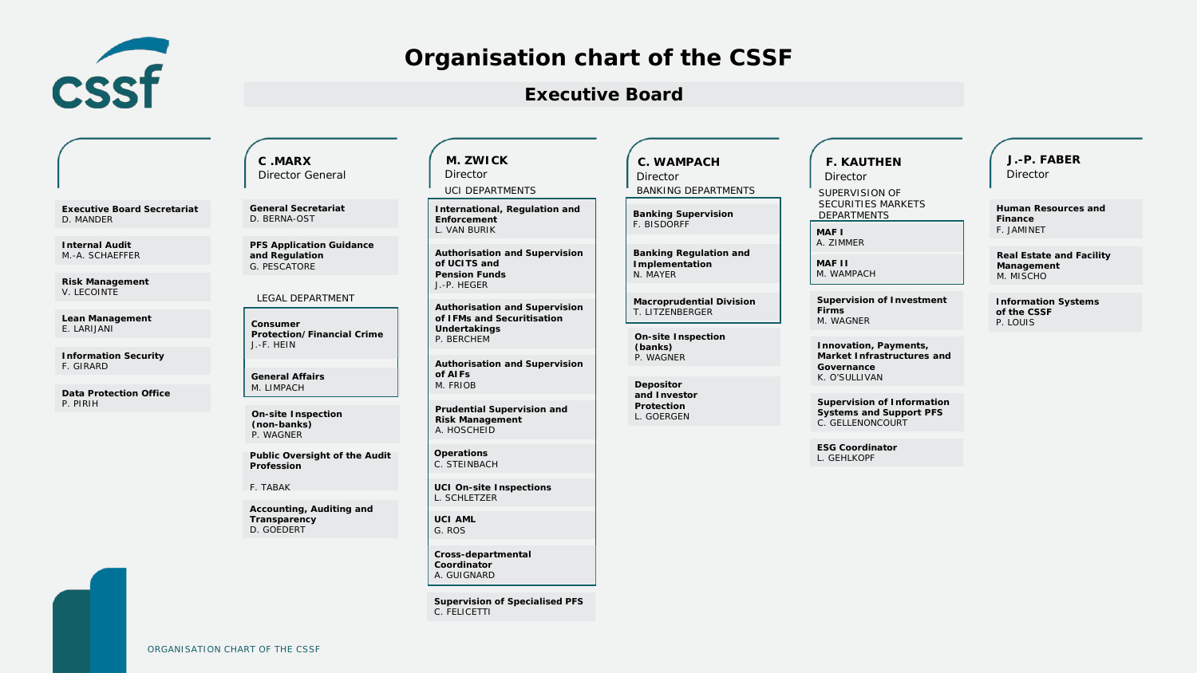# Organisation chart of the CSSF

## Executive Board

### (Executive Board)

**Executive Board Secretariat**
D. MANDER

**Internal Audit**
M.-A. SCHAEFFER

**Risk Management**
V. LECOINTE

**Lean Management**
E. LARIJANI

**Information Security**
F. GIRARD

**Data Protection Office**
P. PIRIH

### C .MARX
Director General

**General Secretariat**
D. BERNA-OST

**PFS Application Guidance and Regulation**
G. PESCATORE

LEGAL DEPARTMENT

**Consumer Protection/ Financial Crime**
J.-F. HEIN

**General Affairs**
M. LIMPACH

**On-site Inspection (non-banks)**
P. WAGNER

**Public Oversight of the Audit Profession**
F. TABAK

**Accounting, Auditing and Transparency**
D. GOEDERT

### M. ZWICK
Director

UCI DEPARTMENTS

**International, Regulation and Enforcement**
L. VAN BURIK

**Authorisation and Supervision of UCITS and Pension Funds**
J.-P. HEGER

**Authorisation and Supervision of IFMs and Securitisation Undertakings**
P. BERCHEM

**Authorisation and Supervision of AIFs**
M. FRIOB

**Prudential Supervision and Risk Management**
A. HOSCHEID

**Operations**
C. STEINBACH

**UCI On-site Inspections**
L. SCHLETZER

**UCI AML**
G. ROS

**Cross-departmental Coordinator**
A. GUIGNARD

**Supervision of Specialised PFS**
C. FELICETTI

### C. WAMPACH
Director

BANKING DEPARTMENTS

**Banking Supervision**
F. BISDORFF

**Banking Regulation and Implementation**
N. MAYER

**Macroprudential Division**
T. LITZENBERGER

**On-site Inspection (banks)**
P. WAGNER

**Depositor and Investor Protection**
L. GOERGEN

### F. KAUTHEN
Director

SUPERVISION OF SECURITIES MARKETS DEPARTMENTS

**MAF I**
A. ZIMMER

**MAF II**
M. WAMPACH

**Supervision of Investment Firms**
M. WAGNER

**Innovation, Payments, Market Infrastructures and Governance**
K. O'SULLIVAN

**Supervision of Information Systems and Support PFS**
C. GELLENONCOURT

**ESG Coordinator**
L. GEHLKOPF

### J.-P. FABER
Director

**Human Resources and Finance**
F. JAMINET

**Real Estate and Facility Management**
M. MISCHO

**Information Systems of the CSSF**
P. LOUIS